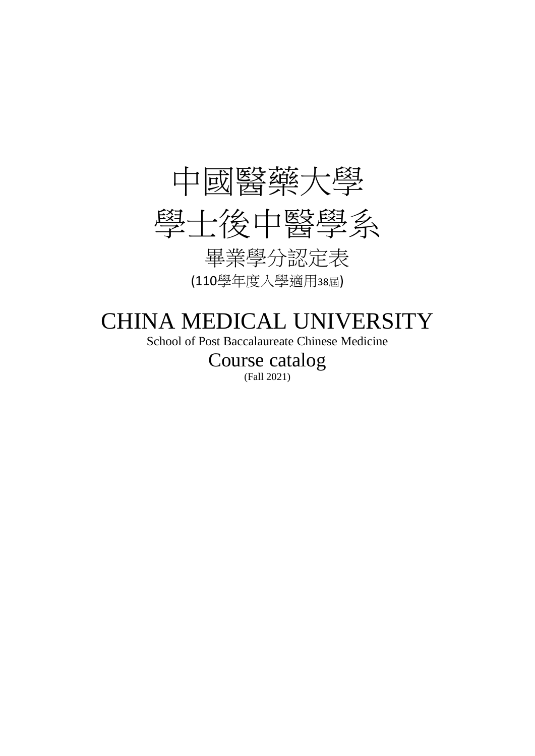# 中國醫藥大學

# 學士後中醫學系

## 畢業學分認定表

(110學年度入學適用38屆)

# CHINA MEDICAL UNIVERSITY

School of Post Baccalaureate Chinese Medicine

## Course catalog

(Fall 2021)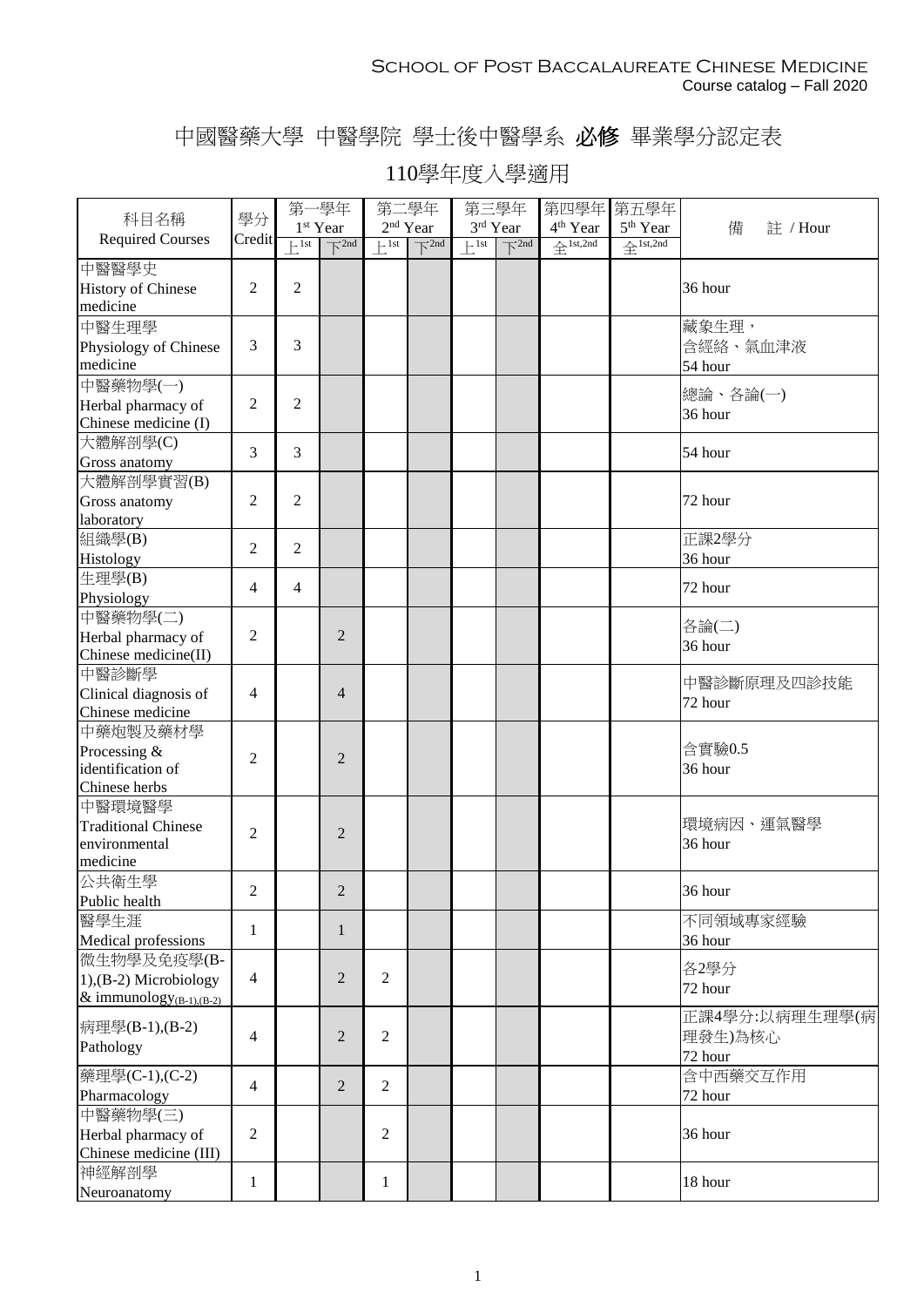# 中國醫藥大學 中醫學院 學士後中醫學系 **必修** 畢業學分認定表

## 110學年度入學適用

| 科目名稱 Required Courses | 學分 Credit | 第一學年 1st Year 上1st | 第一學年 1st Year 下2nd | 第二學年 2nd Year 上1st | 第二學年 2nd Year 下2nd | 第三學年 3rd Year 上1st | 第三學年 3rd Year 下2nd | 第四學年 4th Year 全1st,2nd | 第五學年 5th Year 全1st,2nd | 備 註 / Hour |
|---|---|---|---|---|---|---|---|---|---|---|
| 中醫醫學史 History of Chinese medicine | 2 | 2 | | | | | | | | 36 hour |
| 中醫生理學 Physiology of Chinese medicine | 3 | 3 | | | | | | | | 藏象生理，含經絡、氣血津液 54 hour |
| 中醫藥物學(一) Herbal pharmacy of Chinese medicine (I) | 2 | 2 | | | | | | | | 總論、各論(一) 36 hour |
| 大體解剖學(C) Gross anatomy | 3 | 3 | | | | | | | | 54 hour |
| 大體解剖學實習(B) Gross anatomy laboratory | 2 | 2 | | | | | | | | 72 hour |
| 組織學(B) Histology | 2 | 2 | | | | | | | | 正課2學分 36 hour |
| 生理學(B) Physiology | 4 | 4 | | | | | | | | 72 hour |
| 中醫藥物學(二) Herbal pharmacy of Chinese medicine(II) | 2 | | 2 | | | | | | | 各論(二) 36 hour |
| 中醫診斷學 Clinical diagnosis of Chinese medicine | 4 | | 4 | | | | | | | 中醫診斷原理及四診技能 72 hour |
| 中藥炮製及藥材學 Processing & identification of Chinese herbs | 2 | | 2 | | | | | | | 含實驗0.5 36 hour |
| 中醫環境醫學 Traditional Chinese environmental medicine | 2 | | 2 | | | | | | | 環境病因、運氣醫學 36 hour |
| 公共衛生學 Public health | 2 | | 2 | | | | | | | 36 hour |
| 醫學生涯 Medical professions | 1 | | 1 | | | | | | | 不同領域專家經驗 36 hour |
| 微生物學及免疫學(B-1),(B-2) Microbiology & immunology$_{(B-1),(B-2)}$ | 4 | | 2 | 2 | | | | | | 各2學分 72 hour |
| 病理學(B-1),(B-2) Pathology | 4 | | 2 | 2 | | | | | | 正課4學分:以病理生理學(病理發生)為核心 72 hour |
| 藥理學(C-1),(C-2) Pharmacology | 4 | | 2 | 2 | | | | | | 含中西藥交互作用 72 hour |
| 中醫藥物學(三) Herbal pharmacy of Chinese medicine (III) | 2 | | | 2 | | | | | | 36 hour |
| 神經解剖學 Neuroanatomy | 1 | | | 1 | | | | | | 18 hour |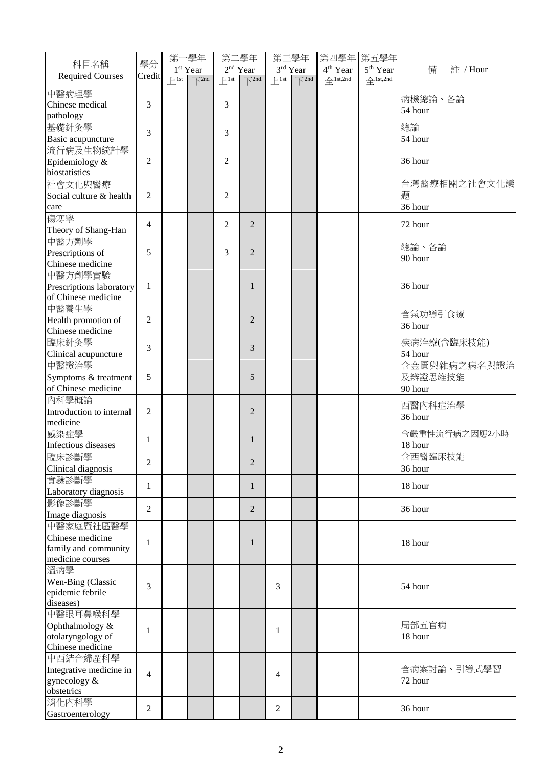| 科目名稱 Required Courses | 學分 Credit | 第一學年 1st Year | | 第二學年 2nd Year | | 第三學年 3rd Year | | 第四學年 4th Year | 第五學年 5th Year | 備　註 / Hour |
|---|---|---|---|---|---|---|---|---|---|---|
| | | 上1st | 下2nd | 上1st | 下2nd | 上1st | 下2nd | 全1st,2nd | 全1st,2nd | |
| 中醫病理學 Chinese medical pathology | 3 | | | 3 | | | | | | 病機總論、各論 54 hour |
| 基礎針灸學 Basic acupuncture | 3 | | | 3 | | | | | | 總論 54 hour |
| 流行病及生物統計學 Epidemiology & biostatistics | 2 | | | 2 | | | | | | 36 hour |
| 社會文化與醫療 Social culture & health care | 2 | | | 2 | | | | | | 台灣醫療相關之社會文化議題 36 hour |
| 傷寒學 Theory of Shang-Han | 4 | | | 2 | 2 | | | | | 72 hour |
| 中醫方劑學 Prescriptions of Chinese medicine | 5 | | | 3 | 2 | | | | | 總論、各論 90 hour |
| 中醫方劑學實驗 Prescriptions laboratory of Chinese medicine | 1 | | | | 1 | | | | | 36 hour |
| 中醫養生學 Health promotion of Chinese medicine | 2 | | | | 2 | | | | | 含氣功導引食療 36 hour |
| 臨床針灸學 Clinical acupuncture | 3 | | | | 3 | | | | | 疾病治療(含臨床技能) 54 hour |
| 中醫證治學 Symptoms & treatment of Chinese medicine | 5 | | | | 5 | | | | | 含金匱與雜病之病名與證治及辨證思維技能 90 hour |
| 內科學概論 Introduction to internal medicine | 2 | | | | 2 | | | | | 西醫內科症治學 36 hour |
| 感染症學 Infectious diseases | 1 | | | | 1 | | | | | 含嚴重性流行病之因應2小時 18 hour |
| 臨床診斷學 Clinical diagnosis | 2 | | | | 2 | | | | | 含西醫臨床技能 36 hour |
| 實驗診斷學 Laboratory diagnosis | 1 | | | | 1 | | | | | 18 hour |
| 影像診斷學 Image diagnosis | 2 | | | | 2 | | | | | 36 hour |
| 中醫家庭暨社區醫學 Chinese medicine family and community medicine courses | 1 | | | | 1 | | | | | 18 hour |
| 溫病學 Wen-Bing (Classic epidemic febrile diseases) | 3 | | | | | 3 | | | | 54 hour |
| 中醫眼耳鼻喉科學 Ophthalmology & otolaryngology of Chinese medicine | 1 | | | | | 1 | | | | 局部五官病 18 hour |
| 中西結合婦產科學 Integrative medicine in gynecology & obstetrics | 4 | | | | | 4 | | | | 含病案討論、引導式學習 72 hour |
| 消化內科學 Gastroenterology | 2 | | | | | 2 | | | | 36 hour |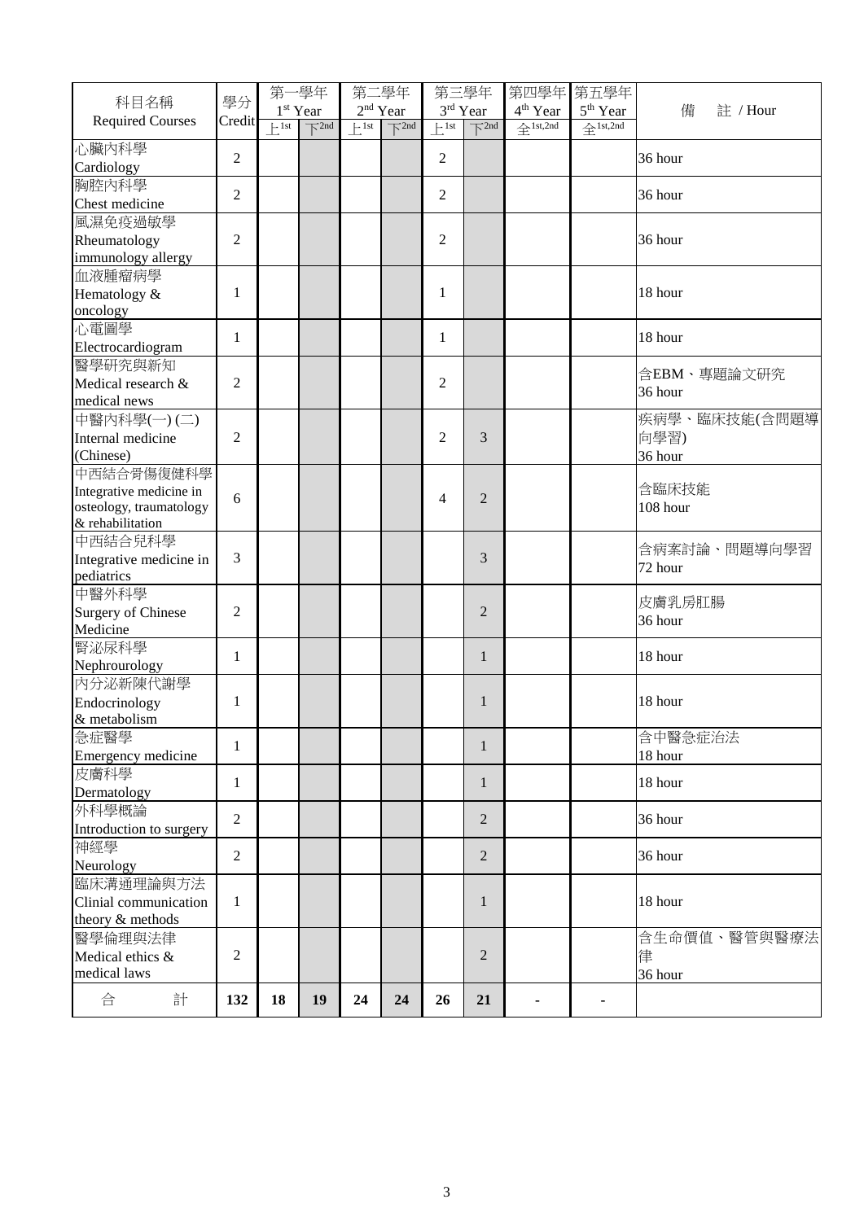| 科目名稱 Required Courses | 學分 Credit | 第一學年 1st Year | | 第二學年 2nd Year | | 第三學年 3rd Year | | 第四學年 4th Year | 第五學年 5th Year | 備　　註 / Hour |
|---|---|---|---|---|---|---|---|---|---|---|
| | | 上 1st | 下 2nd | 上 1st | 下 2nd | 上 1st | 下 2nd | 全 1st,2nd | 全 1st,2nd | |
| 心臟內科學 Cardiology | 2 | | | | | 2 | | | | 36 hour |
| 胸腔內科學 Chest medicine | 2 | | | | | 2 | | | | 36 hour |
| 風濕免疫過敏學 Rheumatology immunology allergy | 2 | | | | | 2 | | | | 36 hour |
| 血液腫瘤病學 Hematology & oncology | 1 | | | | | 1 | | | | 18 hour |
| 心電圖學 Electrocardiogram | 1 | | | | | 1 | | | | 18 hour |
| 醫學研究與新知 Medical research & medical news | 2 | | | | | 2 | | | | 含EBM、專題論文研究 36 hour |
| 中醫內科學(一) (二) Internal medicine (Chinese) | 2 | | | | | 2 | 3 | | | 疾病學、臨床技能(含問題導向學習) 36 hour |
| 中西結合骨傷復健科學 Integrative medicine in osteology, traumatology & rehabilitation | 6 | | | | | 4 | 2 | | | 含臨床技能 108 hour |
| 中西結合兒科學 Integrative medicine in pediatrics | 3 | | | | | | 3 | | | 含病案討論、問題導向學習 72 hour |
| 中醫外科學 Surgery of Chinese Medicine | 2 | | | | | | 2 | | | 皮膚乳房肛腸 36 hour |
| 腎泌尿科學 Nephrourology | 1 | | | | | | 1 | | | 18 hour |
| 內分泌新陳代謝學 Endocrinology & metabolism | 1 | | | | | | 1 | | | 18 hour |
| 急症醫學 Emergency medicine | 1 | | | | | | 1 | | | 含中醫急症治法 18 hour |
| 皮膚科學 Dermatology | 1 | | | | | | 1 | | | 18 hour |
| 外科學概論 Introduction to surgery | 2 | | | | | | 2 | | | 36 hour |
| 神經學 Neurology | 2 | | | | | | 2 | | | 36 hour |
| 臨床溝通理論與方法 Clinial communication theory & methods | 1 | | | | | | 1 | | | 18 hour |
| 醫學倫理與法律 Medical ethics & medical laws | 2 | | | | | | 2 | | | 含生命價值、醫管與醫療法律 36 hour |
| 合　　計 | **132** | **18** | **19** | **24** | **24** | **26** | **21** | **-** | **-** | |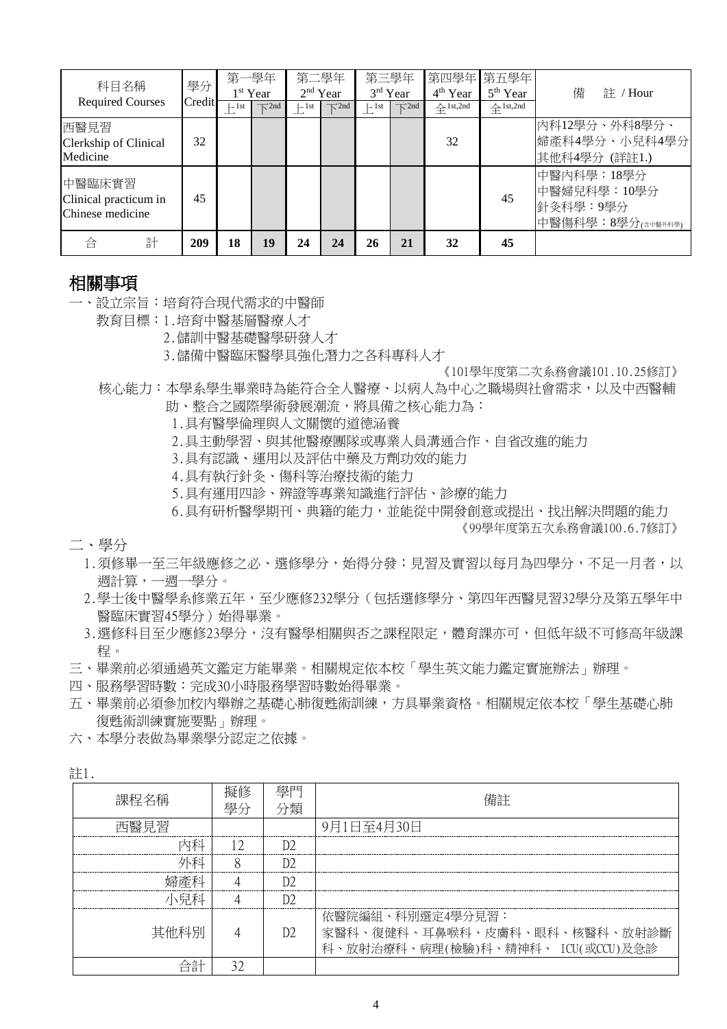| 科目名稱 Required Courses | 學分 Credit | 第一學年 $1^{st}$ Year | | 第二學年 $2^{nd}$ Year | | 第三學年 $3^{rd}$ Year | | 第四學年 $4^{th}$ Year | 第五學年 $5^{th}$ Year | 備　註 / Hour |
|---|---|---|---|---|---|---|---|---|---|---|
| | | 上 1st | 下 2nd | 上 1st | 下 2nd | 上 1st | 下 2nd | 全 1st,2nd | 全 1st,2nd | |
| 西醫見習 Clerkship of Clinical Medicine | 32 | | | | | | | 32 | | 內科12學分、外科8學分、婦產科4學分、小兒科4學分 其他科4學分 (詳註1.) |
| 中醫臨床實習 Clinical practicum in Chinese medicine | 45 | | | | | | | | 45 | 中醫內科學：18學分 中醫婦兒科學：10學分 針灸科學：9學分 中醫傷科學：8學分(含中醫外科學) |
| 合　　計 | **209** | **18** | **19** | **24** | **24** | **26** | **21** | **32** | **45** | |

## 相關事項

一、設立宗旨：培育符合現代需求的中醫師

教育目標：1.培育中醫基層醫療人才

2.儲訓中醫基礎醫學研發人才

3.儲備中醫臨床醫學具強化潛力之各科專科人才

《101學年度第二次系務會議101.10.25修訂》

核心能力：本學系學生畢業時為能符合全人醫療、以病人為中心之職場與社會需求，以及中西醫輔助、整合之國際學術發展潮流，將具備之核心能力為：

1.具有醫學倫理與人文關懷的道德涵養

2.具主動學習、與其他醫療團隊或專業人員溝通合作、自省改進的能力

3.具有認識、運用以及評估中藥及方劑功效的能力

4.具有執行針灸、傷科等治療技術的能力

5.具有運用四診、辨證等專業知識進行評估、診療的能力

6.具有研析醫學期刊、典籍的能力，並能從中開發創意或提出、找出解決問題的能力

《99學年度第五次系務會議100.6.7修訂》

二、學分

1.須修畢一至三年級應修之必、選修學分，始得分發；見習及實習以每月為四學分，不足一月者，以週計算，一週一學分。

2.學士後中醫學系修業五年，至少應修232學分（包括選修學分、第四年西醫見習32學分及第五學年中醫臨床實習45學分）始得畢業。

3.選修科目至少應修23學分，沒有醫學相關與否之課程限定，體育課亦可，但低年級不可修高年級課程。

三、畢業前必須通過英文鑑定方能畢業。相關規定依本校「學生英文能力鑑定實施辦法」辦理。

四、服務學習時數：完成30小時服務學習時數始得畢業。

五、畢業前必須參加校內舉辦之基礎心肺復甦術訓練，方具畢業資格。相關規定依本校「學生基礎心肺復甦術訓練實施要點」辦理。

六、本學分表做為畢業學分認定之依據。

註1.

| 課程名稱 | 擬修學分 | 學門分類 | 備註 |
|---|---|---|---|
| 西醫見習 | | | 9月1日至4月30日 |
| 內科 | 12 | D2 | |
| 外科 | 8 | D2 | |
| 婦產科 | 4 | D2 | |
| 小兒科 | 4 | D2 | |
| 其他科別 | 4 | D2 | 依醫院編組、科別選定4學分見習：家醫科、復健科、耳鼻喉科、皮膚科、眼科、核醫科、放射診斷科、放射治療科、病理(檢驗)科、精神科、 ICU(或CCU)及急診 |
| 合計 | 32 | | |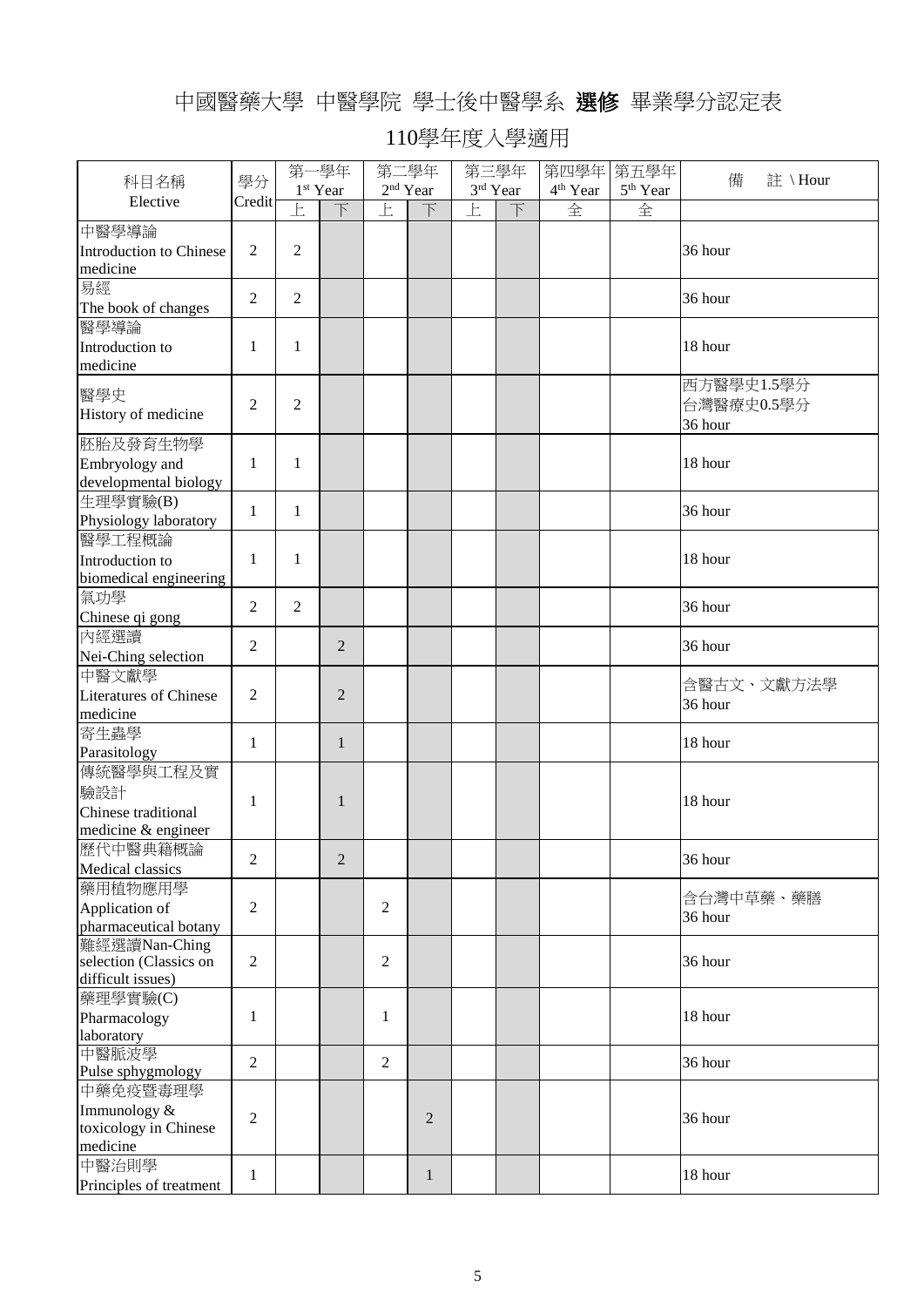# 中國醫藥大學 中醫學院 學士後中醫學系 **選修** 畢業學分認定表

## 110學年度入學適用

| 科目名稱 Elective | 學分 Credit | 第一學年 1st Year | | 第二學年 2nd Year | | 第三學年 3rd Year | | 第四學年 4th Year | 第五學年 5th Year | 備　註 \ Hour |
|---|---|---|---|---|---|---|---|---|---|---|
| | | 上 | 下 | 上 | 下 | 上 | 下 | 全 | 全 | |
| 中醫學導論 Introduction to Chinese medicine | 2 | 2 | | | | | | | | 36 hour |
| 易經 The book of changes | 2 | 2 | | | | | | | | 36 hour |
| 醫學導論 Introduction to medicine | 1 | 1 | | | | | | | | 18 hour |
| 醫學史 History of medicine | 2 | 2 | | | | | | | | 西方醫學史1.5學分 台灣醫療史0.5學分 36 hour |
| 胚胎及發育生物學 Embryology and developmental biology | 1 | 1 | | | | | | | | 18 hour |
| 生理學實驗(B) Physiology laboratory | 1 | 1 | | | | | | | | 36 hour |
| 醫學工程概論 Introduction to biomedical engineering | 1 | 1 | | | | | | | | 18 hour |
| 氣功學 Chinese qi gong | 2 | 2 | | | | | | | | 36 hour |
| 內經選讀 Nei-Ching selection | 2 | | 2 | | | | | | | 36 hour |
| 中醫文獻學 Literatures of Chinese medicine | 2 | | 2 | | | | | | | 含醫古文、文獻方法學 36 hour |
| 寄生蟲學 Parasitology | 1 | | 1 | | | | | | | 18 hour |
| 傳統醫學與工程及實驗設計 Chinese traditional medicine & engineer | 1 | | 1 | | | | | | | 18 hour |
| 歷代中醫典籍概論 Medical classics | 2 | | 2 | | | | | | | 36 hour |
| 藥用植物應用學 Application of pharmaceutical botany | 2 | | | 2 | | | | | | 含台灣中草藥、藥膳 36 hour |
| 難經選讀Nan-Ching selection (Classics on difficult issues) | 2 | | | 2 | | | | | | 36 hour |
| 藥理學實驗(C) Pharmacology laboratory | 1 | | | 1 | | | | | | 18 hour |
| 中醫脈波學 Pulse sphygmology | 2 | | | 2 | | | | | | 36 hour |
| 中藥免疫暨毒理學 Immunology & toxicology in Chinese medicine | 2 | | | | 2 | | | | | 36 hour |
| 中醫治則學 Principles of treatment | 1 | | | | 1 | | | | | 18 hour |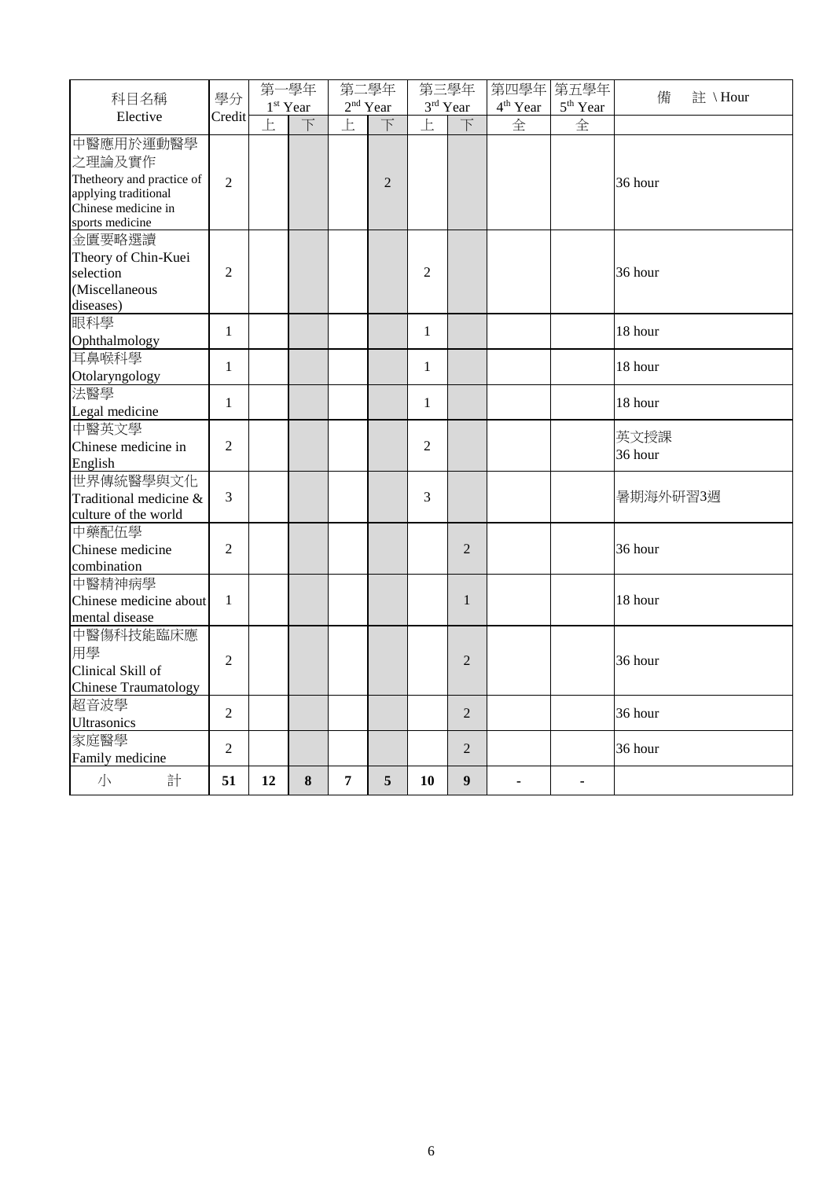| 科目名稱 Elective | 學分 Credit | 第一學年 1st Year | | 第二學年 2nd Year | | 第三學年 3rd Year | | 第四學年 4th Year | 第五學年 5th Year | 備　註 \ Hour |
|---|---|---|---|---|---|---|---|---|---|---|
| | | 上 | 下 | 上 | 下 | 上 | 下 | 全 | 全 | |
| 中醫應用於運動醫學之理論及實作 Thetheory and practice of applying traditional Chinese medicine in sports medicine | 2 | | | | 2 | | | | | 36 hour |
| 金匱要略選讀 Theory of Chin-Kuei selection (Miscellaneous diseases) | 2 | | | | | 2 | | | | 36 hour |
| 眼科學 Ophthalmology | 1 | | | | | 1 | | | | 18 hour |
| 耳鼻喉科學 Otolaryngology | 1 | | | | | 1 | | | | 18 hour |
| 法醫學 Legal medicine | 1 | | | | | 1 | | | | 18 hour |
| 中醫英文學 Chinese medicine in English | 2 | | | | | 2 | | | | 英文授課 36 hour |
| 世界傳統醫學與文化 Traditional medicine & culture of the world | 3 | | | | | 3 | | | | 暑期海外研習3週 |
| 中藥配伍學 Chinese medicine combination | 2 | | | | | | 2 | | | 36 hour |
| 中醫精神病學 Chinese medicine about mental disease | 1 | | | | | | 1 | | | 18 hour |
| 中醫傷科技能臨床應用學 Clinical Skill of Chinese Traumatology | 2 | | | | | | 2 | | | 36 hour |
| 超音波學 Ultrasonics | 2 | | | | | | 2 | | | 36 hour |
| 家庭醫學 Family medicine | 2 | | | | | | 2 | | | 36 hour |
| 小　　計 | **51** | **12** | **8** | **7** | **5** | **10** | **9** | **-** | **-** | |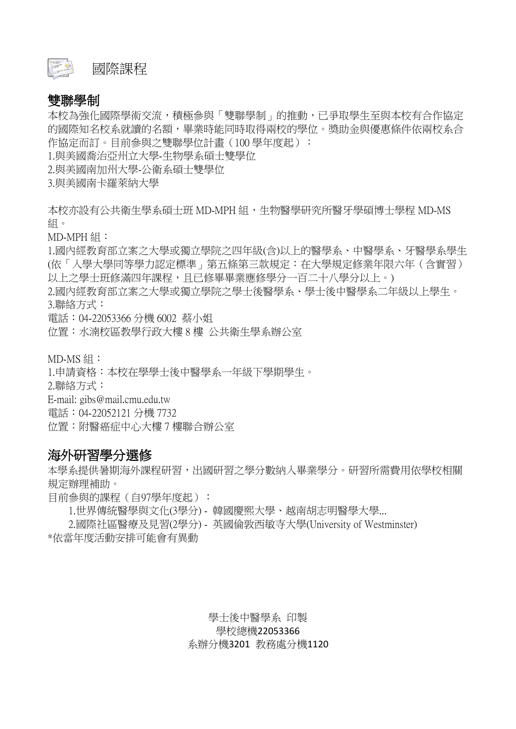# 國際課程

## 雙聯學制

本校為強化國際學術交流，積極參與「雙聯學制」的推動，已爭取學生至與本校有合作協定的國際知名校系就讀的名額，畢業時能同時取得兩校的學位。獎助金與優惠條件依兩校系合作協定而訂。目前參與之雙聯學位計畫（100 學年度起）：

1.與美國喬治亞州立大學-生物學系碩士雙學位
2.與美國南加州大學-公衛系碩士雙學位
3.與美國南卡羅萊納大學

本校亦設有公共衛生學系碩士班 MD-MPH 組，生物醫學研究所醫牙學碩博士學程 MD-MS 組。

MD-MPH 組：

1.國內經教育部立案之大學或獨立學院之四年級(含)以上的醫學系、中醫學系、牙醫學系學生(依「入學大學同等學力認定標準」第五條第三款規定：在大學規定修業年限六年（含實習）以上之學士班修滿四年課程，且已修畢畢業應修學分一百二十八學分以上。)
2.國內經教育部立案之大學或獨立學院之學士後醫學系、學士後中醫學系二年級以上學生。
3.聯絡方式：
電話：04-22053366 分機 6002 蔡小姐
位置：水湳校區教學行政大樓 8 樓 公共衛生學系辦公室

MD-MS 組：

1.申請資格：本校在學學士後中醫學系一年級下學期學生。
2.聯絡方式：
E-mail: gibs@mail.cmu.edu.tw
電話：04-22052121 分機 7732
位置：附醫癌症中心大樓 7 樓聯合辦公室

## 海外研習學分選修

本學系提供暑期海外課程研習，出國研習之學分數納入畢業學分。研習所需費用依學校相關規定辦理補助。

目前參與的課程（自97學年度起）：

1.世界傳統醫學與文化(3學分) - 韓國慶熙大學、越南胡志明醫學大學...
2.國際社區醫療及見習(2學分) - 英國倫敦西敏寺大學(University of Westminster)

*依當年度活動安排可能會有異動

學士後中醫學系 印製
學校總機22053366
系辦分機3201 教務處分機1120